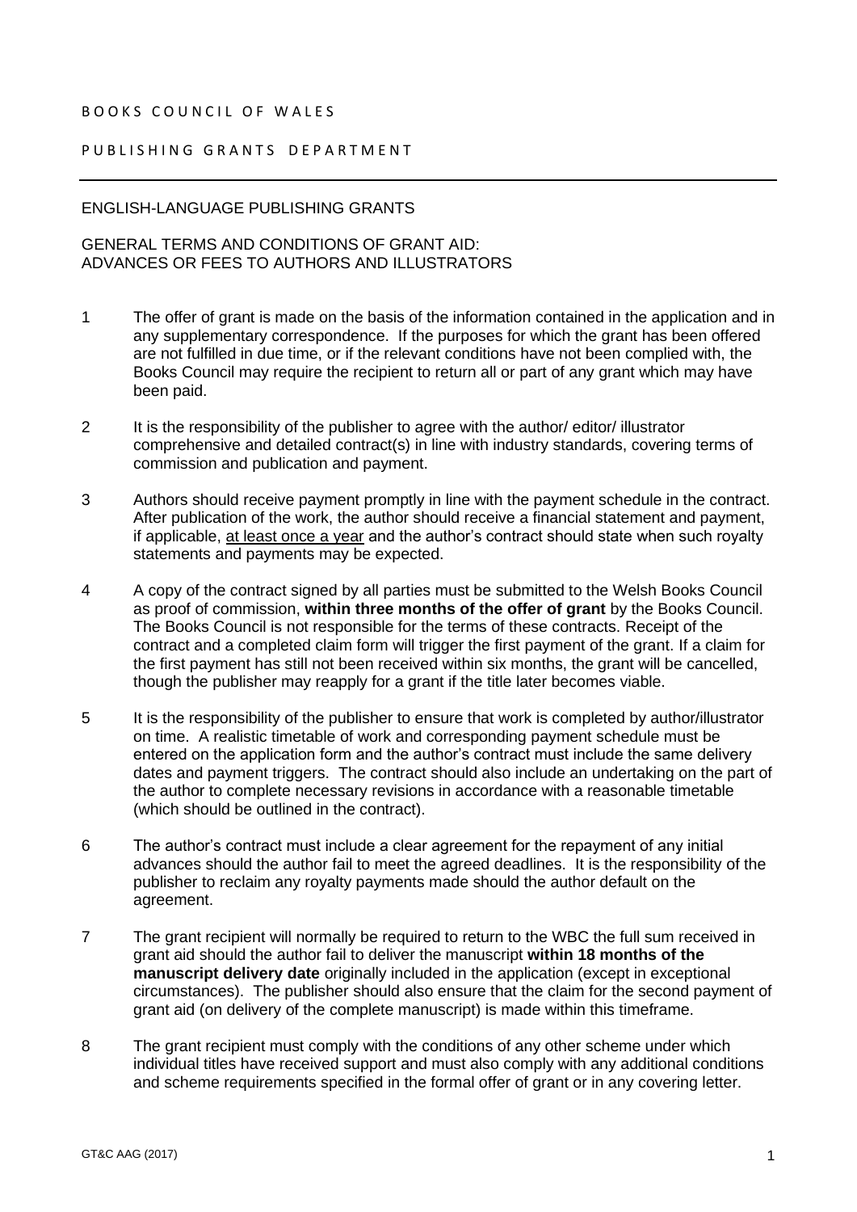BOOKS COUNCIL OF WALES

PUBLISHING GRANTS DEPARTMENT

---

ENGLISH-LANGUAGE PUBLISHING GRANTS

GENERAL TERMS AND CONDITIONS OF GRANT AID:
ADVANCES OR FEES TO AUTHORS AND ILLUSTRATORS

1. The offer of grant is made on the basis of the information contained in the application and in any supplementary correspondence. If the purposes for which the grant has been offered are not fulfilled in due time, or if the relevant conditions have not been complied with, the Books Council may require the recipient to return all or part of any grant which may have been paid.

2. It is the responsibility of the publisher to agree with the author/ editor/ illustrator comprehensive and detailed contract(s) in line with industry standards, covering terms of commission and publication and payment.

3. Authors should receive payment promptly in line with the payment schedule in the contract. After publication of the work, the author should receive a financial statement and payment, if applicable, <u>at least once a year</u> and the author's contract should state when such royalty statements and payments may be expected.

4. A copy of the contract signed by all parties must be submitted to the Welsh Books Council as proof of commission, **within three months of the offer of grant** by the Books Council. The Books Council is not responsible for the terms of these contracts. Receipt of the contract and a completed claim form will trigger the first payment of the grant. If a claim for the first payment has still not been received within six months, the grant will be cancelled, though the publisher may reapply for a grant if the title later becomes viable.

5. It is the responsibility of the publisher to ensure that work is completed by author/illustrator on time. A realistic timetable of work and corresponding payment schedule must be entered on the application form and the author's contract must include the same delivery dates and payment triggers. The contract should also include an undertaking on the part of the author to complete necessary revisions in accordance with a reasonable timetable (which should be outlined in the contract).

6. The author's contract must include a clear agreement for the repayment of any initial advances should the author fail to meet the agreed deadlines. It is the responsibility of the publisher to reclaim any royalty payments made should the author default on the agreement.

7. The grant recipient will normally be required to return to the WBC the full sum received in grant aid should the author fail to deliver the manuscript **within 18 months of the manuscript delivery date** originally included in the application (except in exceptional circumstances). The publisher should also ensure that the claim for the second payment of grant aid (on delivery of the complete manuscript) is made within this timeframe.

8. The grant recipient must comply with the conditions of any other scheme under which individual titles have received support and must also comply with any additional conditions and scheme requirements specified in the formal offer of grant or in any covering letter.

GT&C AAG (2017)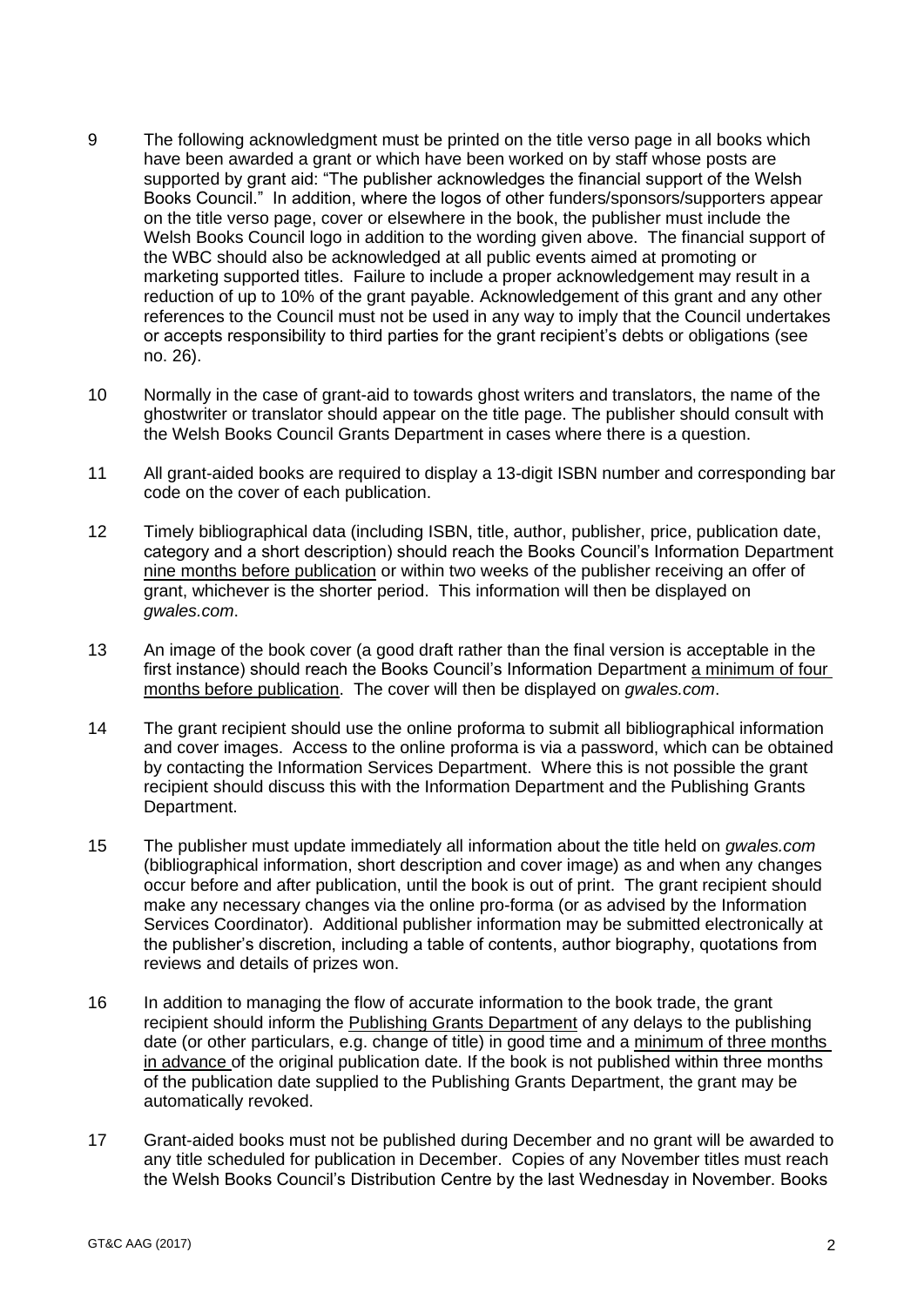9 The following acknowledgment must be printed on the title verso page in all books which have been awarded a grant or which have been worked on by staff whose posts are supported by grant aid: "The publisher acknowledges the financial support of the Welsh Books Council." In addition, where the logos of other funders/sponsors/supporters appear on the title verso page, cover or elsewhere in the book, the publisher must include the Welsh Books Council logo in addition to the wording given above. The financial support of the WBC should also be acknowledged at all public events aimed at promoting or marketing supported titles. Failure to include a proper acknowledgement may result in a reduction of up to 10% of the grant payable. Acknowledgement of this grant and any other references to the Council must not be used in any way to imply that the Council undertakes or accepts responsibility to third parties for the grant recipient's debts or obligations (see no. 26).

10 Normally in the case of grant-aid to towards ghost writers and translators, the name of the ghostwriter or translator should appear on the title page. The publisher should consult with the Welsh Books Council Grants Department in cases where there is a question.

11 All grant-aided books are required to display a 13-digit ISBN number and corresponding bar code on the cover of each publication.

12 Timely bibliographical data (including ISBN, title, author, publisher, price, publication date, category and a short description) should reach the Books Council's Information Department <u>nine months before publication</u> or within two weeks of the publisher receiving an offer of grant, whichever is the shorter period. This information will then be displayed on *gwales.com*.

13 An image of the book cover (a good draft rather than the final version is acceptable in the first instance) should reach the Books Council's Information Department <u>a minimum of four months before publication</u>. The cover will then be displayed on *gwales.com*.

14 The grant recipient should use the online proforma to submit all bibliographical information and cover images. Access to the online proforma is via a password, which can be obtained by contacting the Information Services Department. Where this is not possible the grant recipient should discuss this with the Information Department and the Publishing Grants Department.

15 The publisher must update immediately all information about the title held on *gwales.com* (bibliographical information, short description and cover image) as and when any changes occur before and after publication, until the book is out of print. The grant recipient should make any necessary changes via the online pro-forma (or as advised by the Information Services Coordinator). Additional publisher information may be submitted electronically at the publisher's discretion, including a table of contents, author biography, quotations from reviews and details of prizes won.

16 In addition to managing the flow of accurate information to the book trade, the grant recipient should inform the <u>Publishing Grants Department</u> of any delays to the publishing date (or other particulars, e.g. change of title) in good time and a <u>minimum of three months in advance</u> of the original publication date. If the book is not published within three months of the publication date supplied to the Publishing Grants Department, the grant may be automatically revoked.

17 Grant-aided books must not be published during December and no grant will be awarded to any title scheduled for publication in December. Copies of any November titles must reach the Welsh Books Council's Distribution Centre by the last Wednesday in November. Books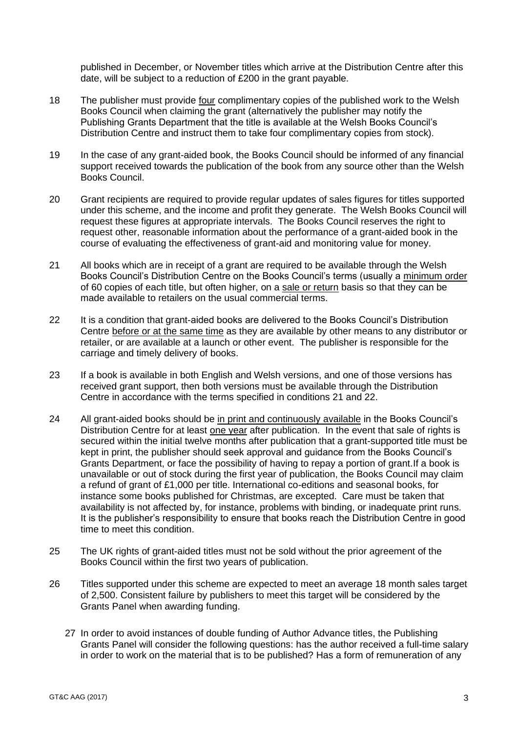published in December, or November titles which arrive at the Distribution Centre after this date, will be subject to a reduction of £200 in the grant payable.

18 The publisher must provide four complimentary copies of the published work to the Welsh Books Council when claiming the grant (alternatively the publisher may notify the Publishing Grants Department that the title is available at the Welsh Books Council's Distribution Centre and instruct them to take four complimentary copies from stock).

19 In the case of any grant-aided book, the Books Council should be informed of any financial support received towards the publication of the book from any source other than the Welsh Books Council.

20 Grant recipients are required to provide regular updates of sales figures for titles supported under this scheme, and the income and profit they generate. The Welsh Books Council will request these figures at appropriate intervals. The Books Council reserves the right to request other, reasonable information about the performance of a grant-aided book in the course of evaluating the effectiveness of grant-aid and monitoring value for money.

21 All books which are in receipt of a grant are required to be available through the Welsh Books Council's Distribution Centre on the Books Council's terms (usually a minimum order of 60 copies of each title, but often higher, on a sale or return basis so that they can be made available to retailers on the usual commercial terms.

22 It is a condition that grant-aided books are delivered to the Books Council's Distribution Centre before or at the same time as they are available by other means to any distributor or retailer, or are available at a launch or other event. The publisher is responsible for the carriage and timely delivery of books.

23 If a book is available in both English and Welsh versions, and one of those versions has received grant support, then both versions must be available through the Distribution Centre in accordance with the terms specified in conditions 21 and 22.

24 All grant-aided books should be in print and continuously available in the Books Council's Distribution Centre for at least one year after publication. In the event that sale of rights is secured within the initial twelve months after publication that a grant-supported title must be kept in print, the publisher should seek approval and guidance from the Books Council's Grants Department, or face the possibility of having to repay a portion of grant.If a book is unavailable or out of stock during the first year of publication, the Books Council may claim a refund of grant of £1,000 per title. International co-editions and seasonal books, for instance some books published for Christmas, are excepted. Care must be taken that availability is not affected by, for instance, problems with binding, or inadequate print runs. It is the publisher's responsibility to ensure that books reach the Distribution Centre in good time to meet this condition.

25 The UK rights of grant-aided titles must not be sold without the prior agreement of the Books Council within the first two years of publication.

26 Titles supported under this scheme are expected to meet an average 18 month sales target of 2,500. Consistent failure by publishers to meet this target will be considered by the Grants Panel when awarding funding.

27 In order to avoid instances of double funding of Author Advance titles, the Publishing Grants Panel will consider the following questions: has the author received a full-time salary in order to work on the material that is to be published? Has a form of remuneration of any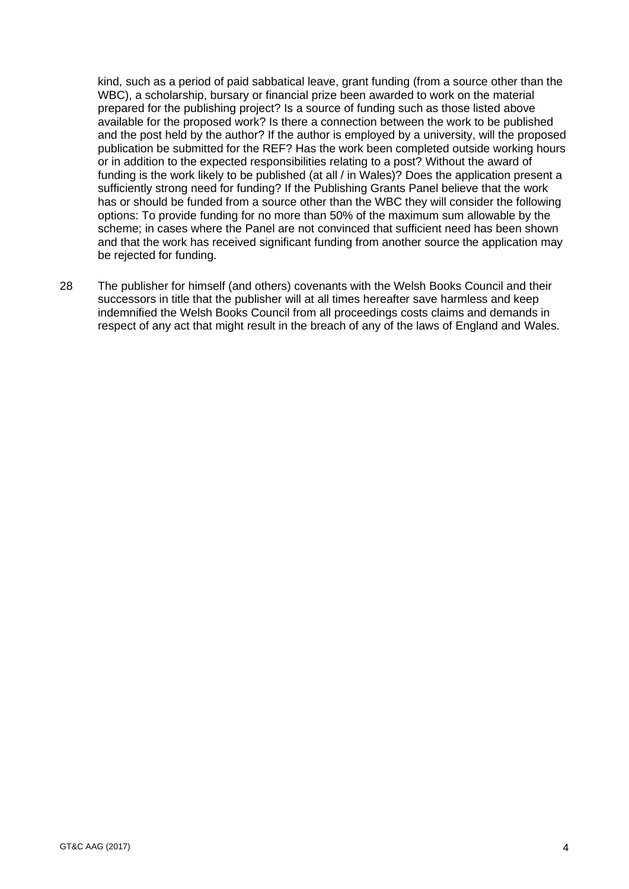kind, such as a period of paid sabbatical leave, grant funding (from a source other than the WBC), a scholarship, bursary or financial prize been awarded to work on the material prepared for the publishing project? Is a source of funding such as those listed above available for the proposed work? Is there a connection between the work to be published and the post held by the author? If the author is employed by a university, will the proposed publication be submitted for the REF? Has the work been completed outside working hours or in addition to the expected responsibilities relating to a post? Without the award of funding is the work likely to be published (at all / in Wales)? Does the application present a sufficiently strong need for funding? If the Publishing Grants Panel believe that the work has or should be funded from a source other than the WBC they will consider the following options: To provide funding for no more than 50% of the maximum sum allowable by the scheme; in cases where the Panel are not convinced that sufficient need has been shown and that the work has received significant funding from another source the application may be rejected for funding.

28 The publisher for himself (and others) covenants with the Welsh Books Council and their successors in title that the publisher will at all times hereafter save harmless and keep indemnified the Welsh Books Council from all proceedings costs claims and demands in respect of any act that might result in the breach of any of the laws of England and Wales.